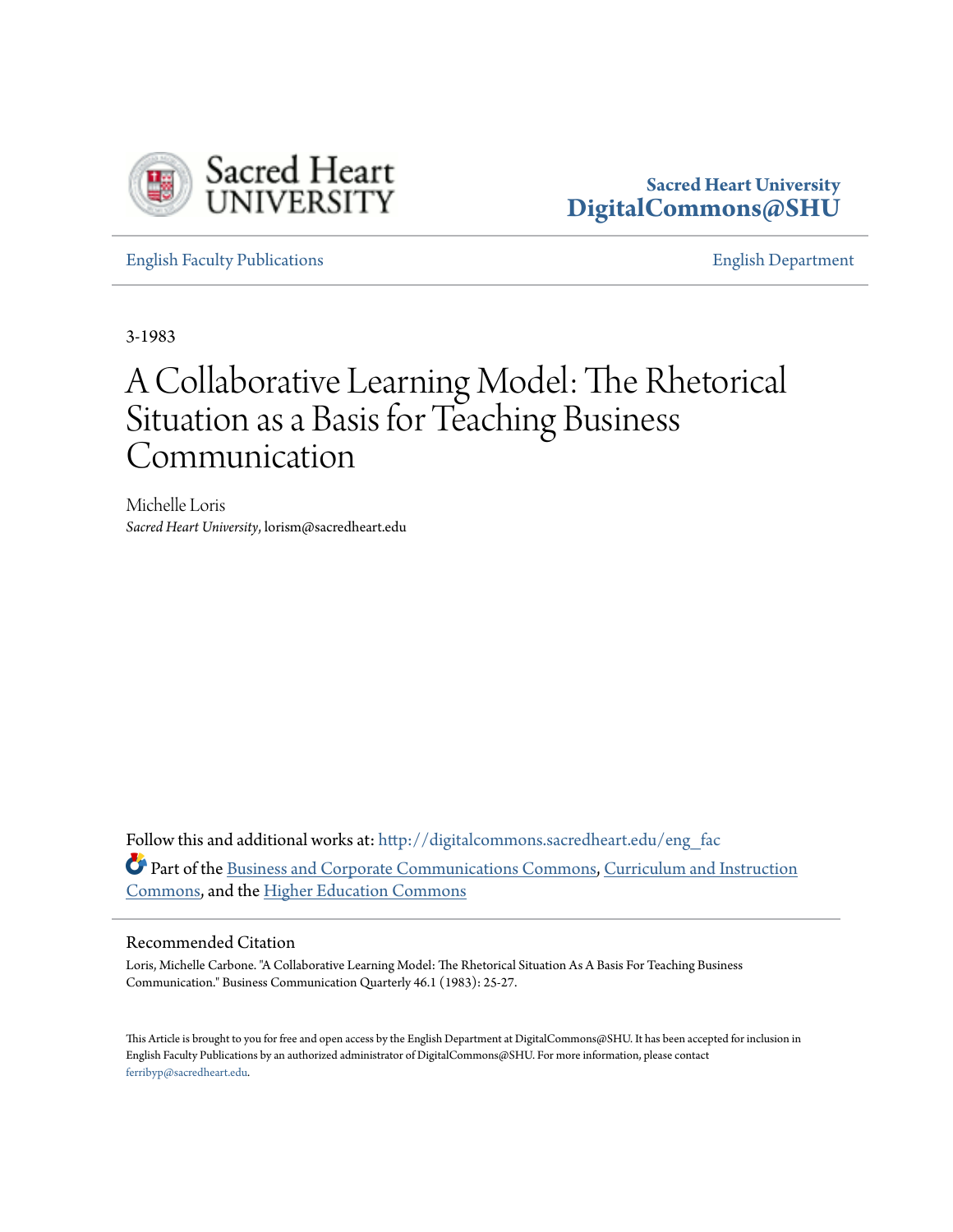Sacred Heart University
**DigitalCommons@SHU**

English Faculty Publications | English Department

3-1983

# A Collaborative Learning Model: The Rhetorical Situation as a Basis for Teaching Business Communication

Michelle Loris
*Sacred Heart University*, lorism@sacredheart.edu

Follow this and additional works at: http://digitalcommons.sacredheart.edu/eng_fac

Part of the Business and Corporate Communications Commons, Curriculum and Instruction Commons, and the Higher Education Commons

## Recommended Citation

Loris, Michelle Carbone. "A Collaborative Learning Model: The Rhetorical Situation As A Basis For Teaching Business Communication." Business Communication Quarterly 46.1 (1983): 25-27.

This Article is brought to you for free and open access by the English Department at DigitalCommons@SHU. It has been accepted for inclusion in English Faculty Publications by an authorized administrator of DigitalCommons@SHU. For more information, please contact ferribyp@sacredheart.edu.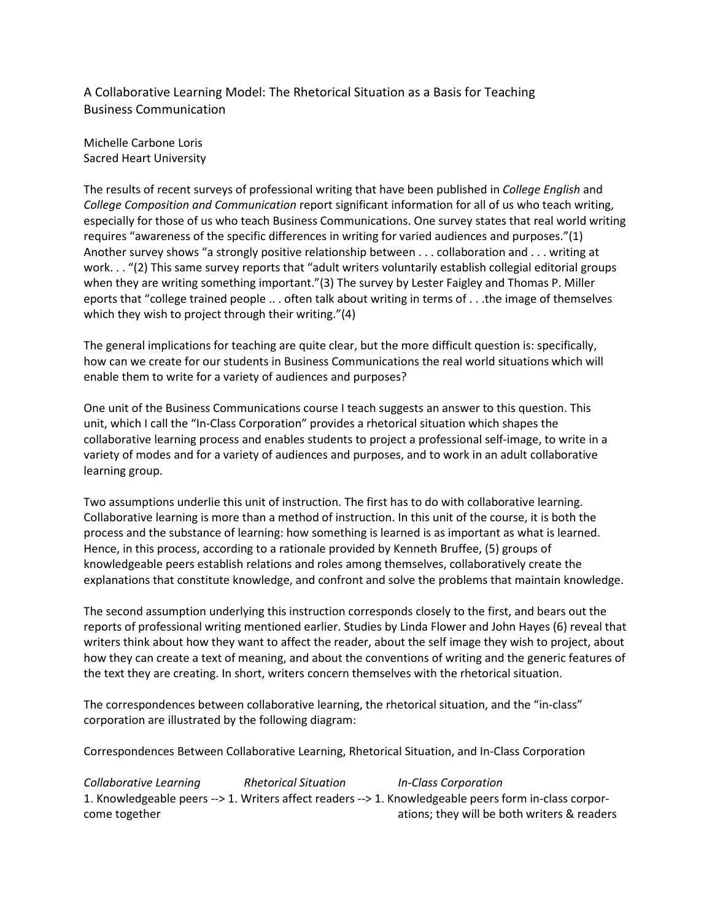A Collaborative Learning Model: The Rhetorical Situation as a Basis for Teaching Business Communication

Michelle Carbone Loris
Sacred Heart University

The results of recent surveys of professional writing that have been published in *College English* and *College Composition and Communication* report significant information for all of us who teach writing, especially for those of us who teach Business Communications. One survey states that real world writing requires "awareness of the specific differences in writing for varied audiences and purposes."(1) Another survey shows "a strongly positive relationship between . . . collaboration and . . . writing at work. . . "(2) This same survey reports that "adult writers voluntarily establish collegial editorial groups when they are writing something important."(3) The survey by Lester Faigley and Thomas P. Miller eports that "college trained people .. . often talk about writing in terms of . . .the image of themselves which they wish to project through their writing."(4)

The general implications for teaching are quite clear, but the more difficult question is: specifically, how can we create for our students in Business Communications the real world situations which will enable them to write for a variety of audiences and purposes?

One unit of the Business Communications course I teach suggests an answer to this question. This unit, which I call the "In-Class Corporation" provides a rhetorical situation which shapes the collaborative learning process and enables students to project a professional self-image, to write in a variety of modes and for a variety of audiences and purposes, and to work in an adult collaborative learning group.

Two assumptions underlie this unit of instruction. The first has to do with collaborative learning. Collaborative learning is more than a method of instruction. In this unit of the course, it is both the process and the substance of learning: how something is learned is as important as what is learned. Hence, in this process, according to a rationale provided by Kenneth Bruffee, (5) groups of knowledgeable peers establish relations and roles among themselves, collaboratively create the explanations that constitute knowledge, and confront and solve the problems that maintain knowledge.

The second assumption underlying this instruction corresponds closely to the first, and bears out the reports of professional writing mentioned earlier. Studies by Linda Flower and John Hayes (6) reveal that writers think about how they want to affect the reader, about the self image they wish to project, about how they can create a text of meaning, and about the conventions of writing and the generic features of the text they are creating. In short, writers concern themselves with the rhetorical situation.

The correspondences between collaborative learning, the rhetorical situation, and the "in-class" corporation are illustrated by the following diagram:

Correspondences Between Collaborative Learning, Rhetorical Situation, and In-Class Corporation

| *Collaborative Learning* | | *Rhetorical Situation* | | *In-Class Corporation* |
|---|---|---|---|---|
| 1. Knowledgeable peers come together | --> | 1. Writers affect readers | --> | 1. Knowledgeable peers form in-class corporations; they will be both writers & readers |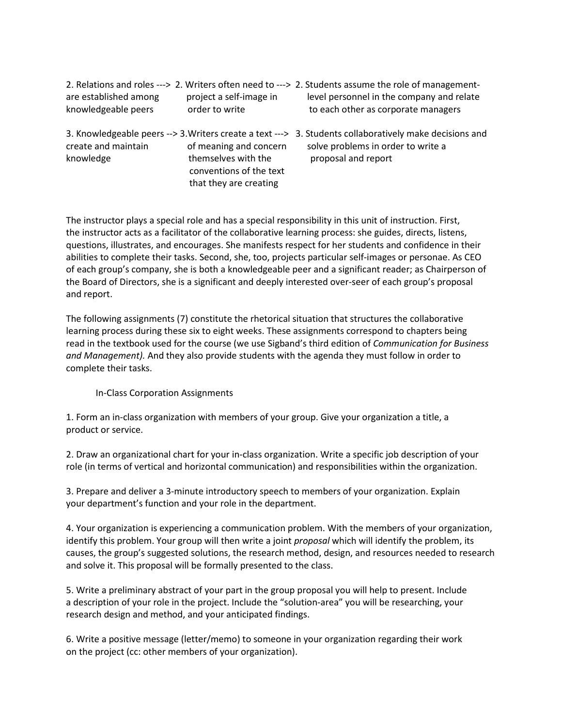| | | |
|---|---|---|
| 2. Relations and roles ---> are established among knowledgeable peers | 2. Writers often need to ---> project a self-image in order to write | 2. Students assume the role of management-level personnel in the company and relate to each other as corporate managers |
| 3. Knowledgeable peers --> create and maintain knowledge | 3. Writers create a text ---> of meaning and concern themselves with the conventions of the text that they are creating | 3. Students collaboratively make decisions and solve problems in order to write a proposal and report |

The instructor plays a special role and has a special responsibility in this unit of instruction. First, the instructor acts as a facilitator of the collaborative learning process: she guides, directs, listens, questions, illustrates, and encourages. She manifests respect for her students and confidence in their abilities to complete their tasks. Second, she, too, projects particular self-images or personae. As CEO of each group's company, she is both a knowledgeable peer and a significant reader; as Chairperson of the Board of Directors, she is a significant and deeply interested over-seer of each group's proposal and report.

The following assignments (7) constitute the rhetorical situation that structures the collaborative learning process during these six to eight weeks. These assignments correspond to chapters being read in the textbook used for the course (we use Sigband's third edition of *Communication for Business and Management).* And they also provide students with the agenda they must follow in order to complete their tasks.

In-Class Corporation Assignments

1. Form an in-class organization with members of your group. Give your organization a title, a product or service.

2. Draw an organizational chart for your in-class organization. Write a specific job description of your role (in terms of vertical and horizontal communication) and responsibilities within the organization.

3. Prepare and deliver a 3-minute introductory speech to members of your organization. Explain your department's function and your role in the department.

4. Your organization is experiencing a communication problem. With the members of your organization, identify this problem. Your group will then write a joint *proposal* which will identify the problem, its causes, the group's suggested solutions, the research method, design, and resources needed to research and solve it. This proposal will be formally presented to the class.

5. Write a preliminary abstract of your part in the group proposal you will help to present. Include a description of your role in the project. Include the "solution-area" you will be researching, your research design and method, and your anticipated findings.

6. Write a positive message (letter/memo) to someone in your organization regarding their work on the project (cc: other members of your organization).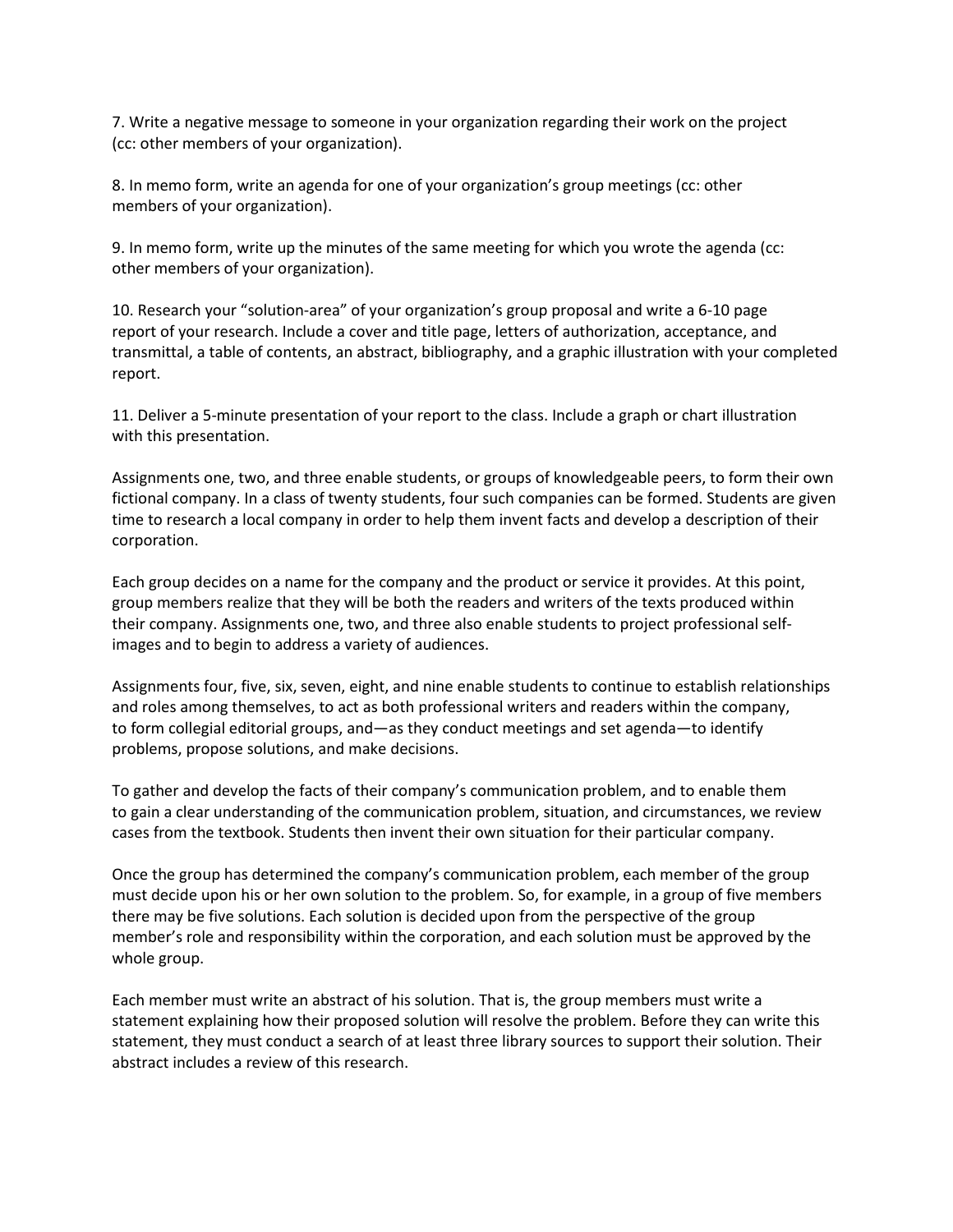7. Write a negative message to someone in your organization regarding their work on the project (cc: other members of your organization).

8. In memo form, write an agenda for one of your organization's group meetings (cc: other members of your organization).

9. In memo form, write up the minutes of the same meeting for which you wrote the agenda (cc: other members of your organization).

10. Research your "solution-area" of your organization's group proposal and write a 6-10 page report of your research. Include a cover and title page, letters of authorization, acceptance, and transmittal, a table of contents, an abstract, bibliography, and a graphic illustration with your completed report.

11. Deliver a 5-minute presentation of your report to the class. Include a graph or chart illustration with this presentation.

Assignments one, two, and three enable students, or groups of knowledgeable peers, to form their own fictional company. In a class of twenty students, four such companies can be formed. Students are given time to research a local company in order to help them invent facts and develop a description of their corporation.

Each group decides on a name for the company and the product or service it provides. At this point, group members realize that they will be both the readers and writers of the texts produced within their company. Assignments one, two, and three also enable students to project professional self-images and to begin to address a variety of audiences.

Assignments four, five, six, seven, eight, and nine enable students to continue to establish relationships and roles among themselves, to act as both professional writers and readers within the company, to form collegial editorial groups, and—as they conduct meetings and set agenda—to identify problems, propose solutions, and make decisions.

To gather and develop the facts of their company's communication problem, and to enable them to gain a clear understanding of the communication problem, situation, and circumstances, we review cases from the textbook. Students then invent their own situation for their particular company.

Once the group has determined the company's communication problem, each member of the group must decide upon his or her own solution to the problem. So, for example, in a group of five members there may be five solutions. Each solution is decided upon from the perspective of the group member's role and responsibility within the corporation, and each solution must be approved by the whole group.

Each member must write an abstract of his solution. That is, the group members must write a statement explaining how their proposed solution will resolve the problem. Before they can write this statement, they must conduct a search of at least three library sources to support their solution. Their abstract includes a review of this research.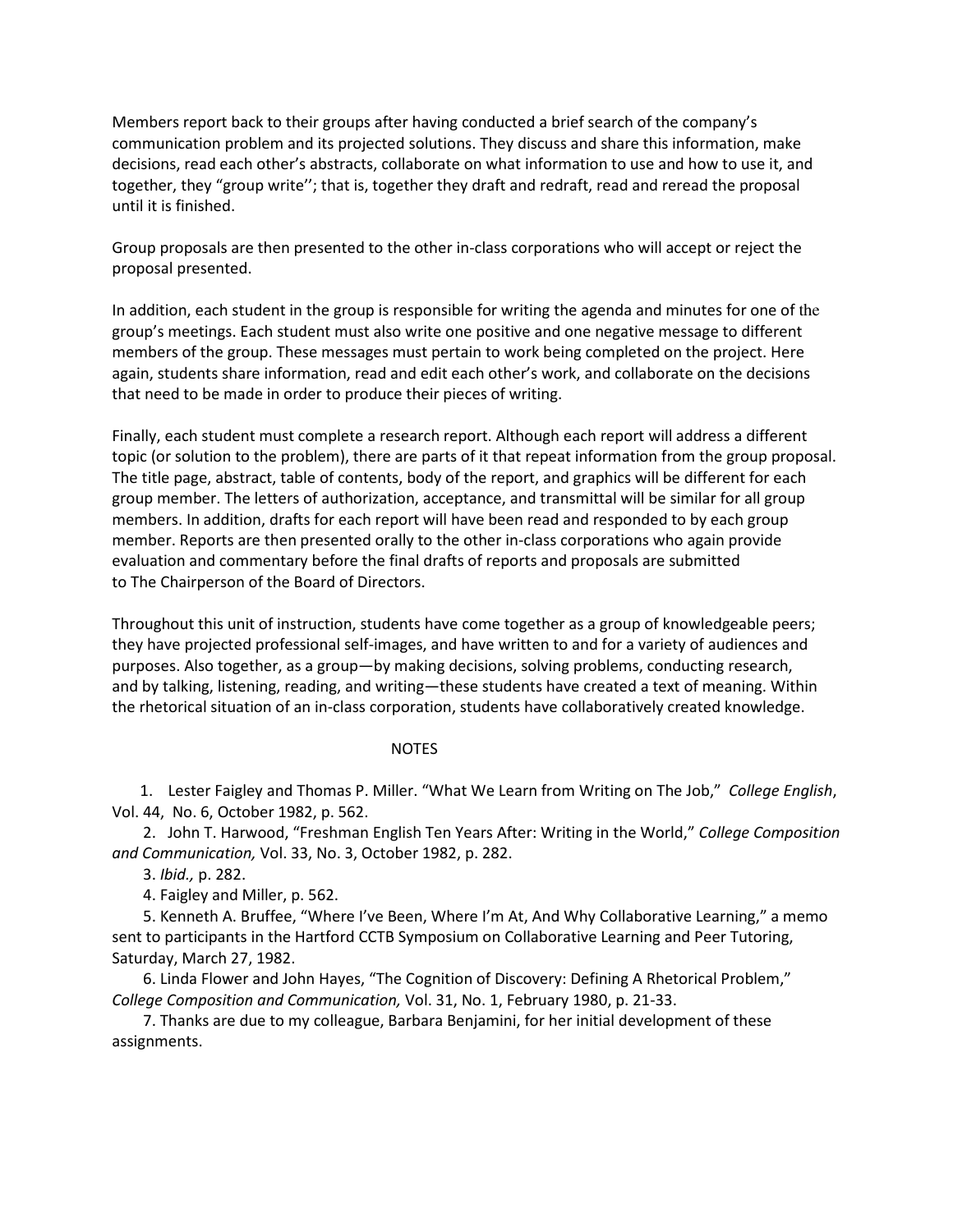Members report back to their groups after having conducted a brief search of the company's communication problem and its projected solutions. They discuss and share this information, make decisions, read each other's abstracts, collaborate on what information to use and how to use it, and together, they "group write''; that is, together they draft and redraft, read and reread the proposal until it is finished.

Group proposals are then presented to the other in-class corporations who will accept or reject the proposal presented.

In addition, each student in the group is responsible for writing the agenda and minutes for one of the group's meetings. Each student must also write one positive and one negative message to different members of the group. These messages must pertain to work being completed on the project. Here again, students share information, read and edit each other's work, and collaborate on the decisions that need to be made in order to produce their pieces of writing.

Finally, each student must complete a research report. Although each report will address a different topic (or solution to the problem), there are parts of it that repeat information from the group proposal. The title page, abstract, table of contents, body of the report, and graphics will be different for each group member. The letters of authorization, acceptance, and transmittal will be similar for all group members. In addition, drafts for each report will have been read and responded to by each group member. Reports are then presented orally to the other in-class corporations who again provide evaluation and commentary before the final drafts of reports and proposals are submitted to The Chairperson of the Board of Directors.

Throughout this unit of instruction, students have come together as a group of knowledgeable peers; they have projected professional self-images, and have written to and for a variety of audiences and purposes. Also together, as a group—by making decisions, solving problems, conducting research, and by talking, listening, reading, and writing—these students have created a text of meaning. Within the rhetorical situation of an in-class corporation, students have collaboratively created knowledge.

## NOTES

1. Lester Faigley and Thomas P. Miller. "What We Learn from Writing on The Job," *College English*, Vol. 44, No. 6, October 1982, p. 562.

2. John T. Harwood, "Freshman English Ten Years After: Writing in the World," *College Composition and Communication,* Vol. 33, No. 3, October 1982, p. 282.

3. *Ibid.,* p. 282.

4. Faigley and Miller, p. 562.

5. Kenneth A. Bruffee, "Where I've Been, Where I'm At, And Why Collaborative Learning," a memo sent to participants in the Hartford CCTB Symposium on Collaborative Learning and Peer Tutoring, Saturday, March 27, 1982.

6. Linda Flower and John Hayes, "The Cognition of Discovery: Defining A Rhetorical Problem," *College Composition and Communication,* Vol. 31, No. 1, February 1980, p. 21-33.

7. Thanks are due to my colleague, Barbara Benjamini, for her initial development of these assignments.